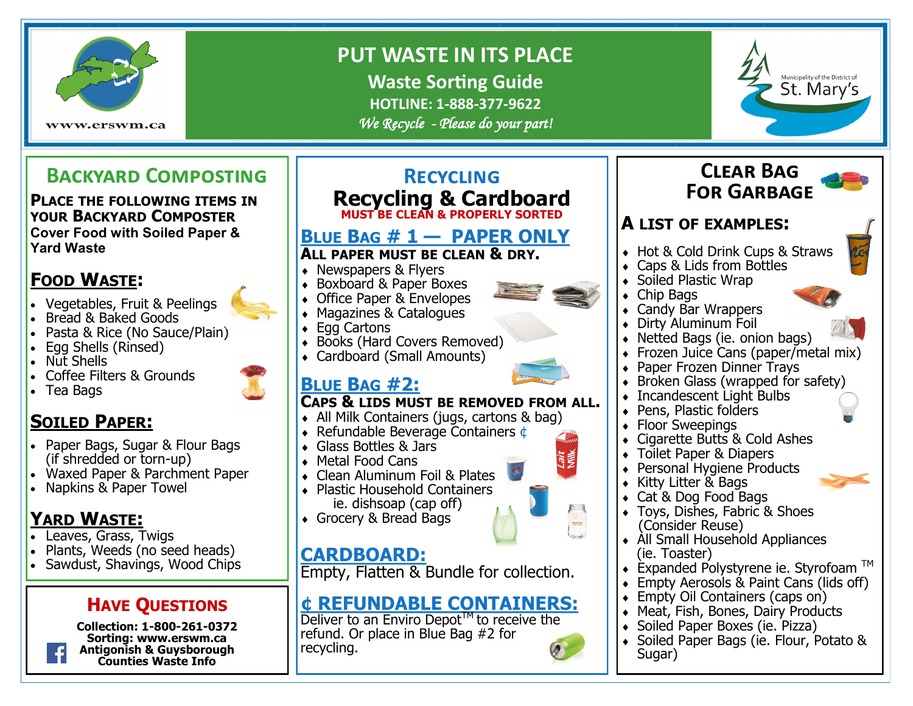www.erswm.ca

# PUT WASTE IN ITS PLACE

## Waste Sorting Guide

**HOTLINE: 1-888-377-9622**

*We Recycle - Please do your part!*

Municipality of the District of St. Mary's

## BACKYARD COMPOSTING

**PLACE THE FOLLOWING ITEMS IN YOUR BACKYARD COMPOSTER**
**Cover Food with Soiled Paper & Yard Waste**

### FOOD WASTE:

- Vegetables, Fruit & Peelings
- Bread & Baked Goods
- Pasta & Rice (No Sauce/Plain)
- Egg Shells (Rinsed)
- Nut Shells
- Coffee Filters & Grounds
- Tea Bags

### SOILED PAPER:

- Paper Bags, Sugar & Flour Bags (if shredded or torn-up)
- Waxed Paper & Parchment Paper
- Napkins & Paper Towel

### YARD WASTE:

- Leaves, Grass, Twigs
- Plants, Weeds (no seed heads)
- Sawdust, Shavings, Wood Chips

## HAVE QUESTIONS

**Collection: 1-800-261-0372**
**Sorting: www.erswm.ca**
**Antigonish & Guysborough Counties Waste Info**

## RECYCLING

## Recycling & Cardboard

**MUST BE CLEAN & PROPERLY SORTED**

### BLUE BAG # 1 — PAPER ONLY

**ALL PAPER MUST BE CLEAN & DRY.**

- Newspapers & Flyers
- Boxboard & Paper Boxes
- Office Paper & Envelopes
- Magazines & Catalogues
- Egg Cartons
- Books (Hard Covers Removed)
- Cardboard (Small Amounts)

### BLUE BAG #2:

**CAPS & LIDS MUST BE REMOVED FROM ALL.**

- All Milk Containers (jugs, cartons & bag)
- Refundable Beverage Containers ¢
- Glass Bottles & Jars
- Metal Food Cans
- Clean Aluminum Foil & Plates
- Plastic Household Containers ie. dishsoap (cap off)
- Grocery & Bread Bags

### CARDBOARD:

Empty, Flatten & Bundle for collection.

### ¢ REFUNDABLE CONTAINERS:

Deliver to an Enviro Depot™ to receive the refund. Or place in Blue Bag #2 for recycling.

## CLEAR BAG FOR GARBAGE

### A LIST OF EXAMPLES:

- Hot & Cold Drink Cups & Straws
- Caps & Lids from Bottles
- Soiled Plastic Wrap
- Chip Bags
- Candy Bar Wrappers
- Dirty Aluminum Foil
- Netted Bags (ie. onion bags)
- Frozen Juice Cans (paper/metal mix)
- Paper Frozen Dinner Trays
- Broken Glass (wrapped for safety)
- Incandescent Light Bulbs
- Pens, Plastic folders
- Floor Sweepings
- Cigarette Butts & Cold Ashes
- Toilet Paper & Diapers
- Personal Hygiene Products
- Kitty Litter & Bags
- Cat & Dog Food Bags
- Toys, Dishes, Fabric & Shoes (Consider Reuse)
- All Small Household Appliances (ie. Toaster)
- Expanded Polystyrene ie. Styrofoam ™
- Empty Aerosols & Paint Cans (lids off)
- Empty Oil Containers (caps on)
- Meat, Fish, Bones, Dairy Products
- Soiled Paper Boxes (ie. Pizza)
- Soiled Paper Bags (ie. Flour, Potato & Sugar)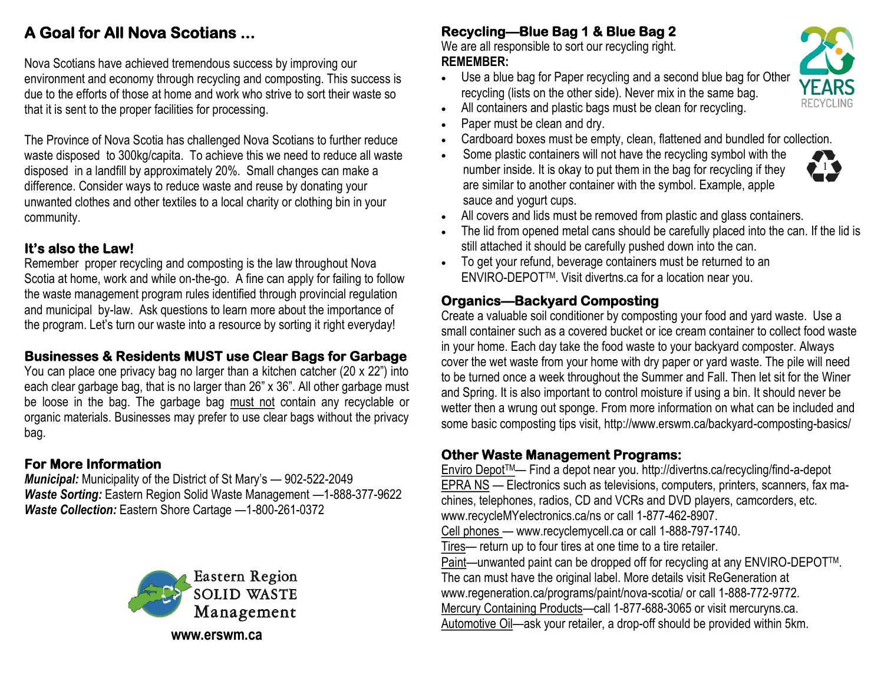## A Goal for All Nova Scotians ...

Nova Scotians have achieved tremendous success by improving our environment and economy through recycling and composting. This success is due to the efforts of those at home and work who strive to sort their waste so that it is sent to the proper facilities for processing.

The Province of Nova Scotia has challenged Nova Scotians to further reduce waste disposed to 300kg/capita. To achieve this we need to reduce all waste disposed in a landfill by approximately 20%. Small changes can make a difference. Consider ways to reduce waste and reuse by donating your unwanted clothes and other textiles to a local charity or clothing bin in your community.

### It's also the Law!

Remember proper recycling and composting is the law throughout Nova Scotia at home, work and while on-the-go. A fine can apply for failing to follow the waste management program rules identified through provincial regulation and municipal by-law. Ask questions to learn more about the importance of the program. Let's turn our waste into a resource by sorting it right everyday!

### Businesses & Residents MUST use Clear Bags for Garbage

You can place one privacy bag no larger than a kitchen catcher (20 x 22") into each clear garbage bag, that is no larger than 26" x 36". All other garbage must be loose in the bag. The garbage bag must not contain any recyclable or organic materials. Businesses may prefer to use clear bags without the privacy bag.

### For More Information

***Municipal:*** Municipality of the District of St Mary's — 902-522-2049
***Waste Sorting:*** Eastern Region Solid Waste Management —1-888-377-9622
***Waste Collection:*** Eastern Shore Cartage —1-800-261-0372

Eastern Region SOLID WASTE Management

**www.erswm.ca**

### Recycling—Blue Bag 1 & Blue Bag 2

We are all responsible to sort our recycling right.

**REMEMBER:**

- Use a blue bag for Paper recycling and a second blue bag for Other recycling (lists on the other side). Never mix in the same bag.
- All containers and plastic bags must be clean for recycling.
- Paper must be clean and dry.
- Cardboard boxes must be empty, clean, flattened and bundled for collection.
- Some plastic containers will not have the recycling symbol with the number inside. It is okay to put them in the bag for recycling if they are similar to another container with the symbol. Example, apple sauce and yogurt cups.
- All covers and lids must be removed from plastic and glass containers.
- The lid from opened metal cans should be carefully placed into the can. If the lid is still attached it should be carefully pushed down into the can.
- To get your refund, beverage containers must be returned to an ENVIRO-DEPOT™. Visit divertns.ca for a location near you.

### Organics—Backyard Composting

Create a valuable soil conditioner by composting your food and yard waste. Use a small container such as a covered bucket or ice cream container to collect food waste in your home. Each day take the food waste to your backyard composter. Always cover the wet waste from your home with dry paper or yard waste. The pile will need to be turned once a week throughout the Summer and Fall. Then let sit for the Winer and Spring. It is also important to control moisture if using a bin. It should never be wetter then a wrung out sponge. From more information on what can be included and some basic composting tips visit, http://www.erswm.ca/backyard-composting-basics/

### Other Waste Management Programs:

Enviro Depot™— Find a depot near you. http://divertns.ca/recycling/find-a-depot
EPRA NS — Electronics such as televisions, computers, printers, scanners, fax machines, telephones, radios, CD and VCRs and DVD players, camcorders, etc. www.recycleMYelectronics.ca/ns or call 1-877-462-8907.
Cell phones — www.recyclemycell.ca or call 1-888-797-1740.
Tires— return up to four tires at one time to a tire retailer.
Paint—unwanted paint can be dropped off for recycling at any ENVIRO-DEPOT™. The can must have the original label. More details visit ReGeneration at www.regeneration.ca/programs/paint/nova-scotia/ or call 1-888-772-9772.
Mercury Containing Products—call 1-877-688-3065 or visit mercuryns.ca.
Automotive Oil—ask your retailer, a drop-off should be provided within 5km.